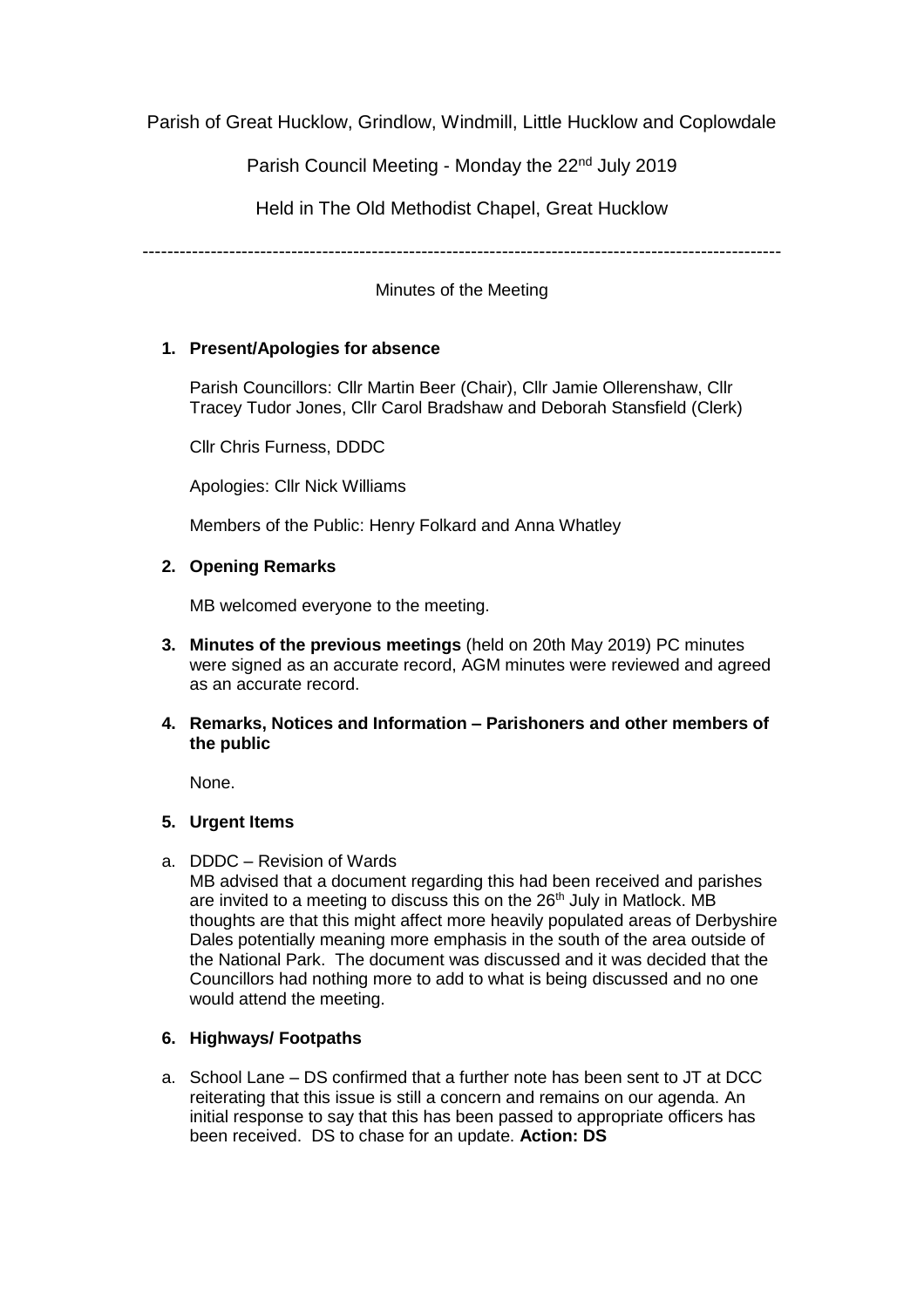Parish of Great Hucklow, Grindlow, Windmill, Little Hucklow and Coplowdale

Parish Council Meeting - Monday the 22nd July 2019

Held in The Old Methodist Chapel, Great Hucklow

---

Minutes of the Meeting

1. **Present/Apologies for absence**

   Parish Councillors: Cllr Martin Beer (Chair), Cllr Jamie Ollerenshaw, Cllr Tracey Tudor Jones, Cllr Carol Bradshaw and Deborah Stansfield (Clerk)

   Cllr Chris Furness, DDDC

   Apologies: Cllr Nick Williams

   Members of the Public: Henry Folkard and Anna Whatley

2. **Opening Remarks**

   MB welcomed everyone to the meeting.

3. **Minutes of the previous meetings** (held on 20th May 2019) PC minutes were signed as an accurate record, AGM minutes were reviewed and agreed as an accurate record.

4. **Remarks, Notices and Information – Parishoners and other members of the public**

   None.

5. **Urgent Items**

   a. DDDC – Revision of Wards
   MB advised that a document regarding this had been received and parishes are invited to a meeting to discuss this on the 26th July in Matlock. MB thoughts are that this might affect more heavily populated areas of Derbyshire Dales potentially meaning more emphasis in the south of the area outside of the National Park. The document was discussed and it was decided that the Councillors had nothing more to add to what is being discussed and no one would attend the meeting.

6. **Highways/ Footpaths**

   a. School Lane – DS confirmed that a further note has been sent to JT at DCC reiterating that this issue is still a concern and remains on our agenda. An initial response to say that this has been passed to appropriate officers has been received. DS to chase for an update. **Action: DS**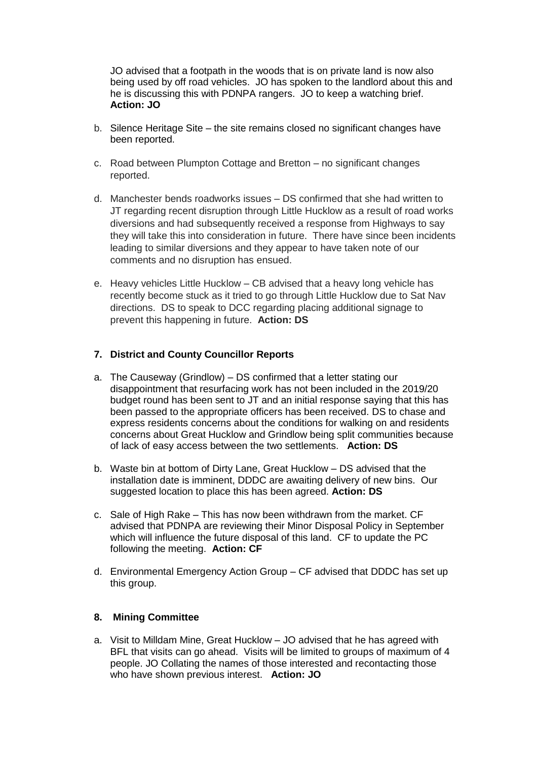JO advised that a footpath in the woods that is on private land is now also being used by off road vehicles. JO has spoken to the landlord about this and he is discussing this with PDNPA rangers. JO to keep a watching brief. **Action: JO**

b. Silence Heritage Site – the site remains closed no significant changes have been reported.

c. Road between Plumpton Cottage and Bretton – no significant changes reported.

d. Manchester bends roadworks issues – DS confirmed that she had written to JT regarding recent disruption through Little Hucklow as a result of road works diversions and had subsequently received a response from Highways to say they will take this into consideration in future. There have since been incidents leading to similar diversions and they appear to have taken note of our comments and no disruption has ensued.

e. Heavy vehicles Little Hucklow – CB advised that a heavy long vehicle has recently become stuck as it tried to go through Little Hucklow due to Sat Nav directions. DS to speak to DCC regarding placing additional signage to prevent this happening in future. **Action: DS**

**7. District and County Councillor Reports**

a. The Causeway (Grindlow) – DS confirmed that a letter stating our disappointment that resurfacing work has not been included in the 2019/20 budget round has been sent to JT and an initial response saying that this has been passed to the appropriate officers has been received. DS to chase and express residents concerns about the conditions for walking on and residents concerns about Great Hucklow and Grindlow being split communities because of lack of easy access between the two settlements. **Action: DS**

b. Waste bin at bottom of Dirty Lane, Great Hucklow – DS advised that the installation date is imminent, DDDC are awaiting delivery of new bins. Our suggested location to place this has been agreed. **Action: DS**

c. Sale of High Rake – This has now been withdrawn from the market. CF advised that PDNPA are reviewing their Minor Disposal Policy in September which will influence the future disposal of this land. CF to update the PC following the meeting. **Action: CF**

d. Environmental Emergency Action Group – CF advised that DDDC has set up this group.

**8. Mining Committee**

a. Visit to Milldam Mine, Great Hucklow – JO advised that he has agreed with BFL that visits can go ahead. Visits will be limited to groups of maximum of 4 people. JO Collating the names of those interested and recontacting those who have shown previous interest. **Action: JO**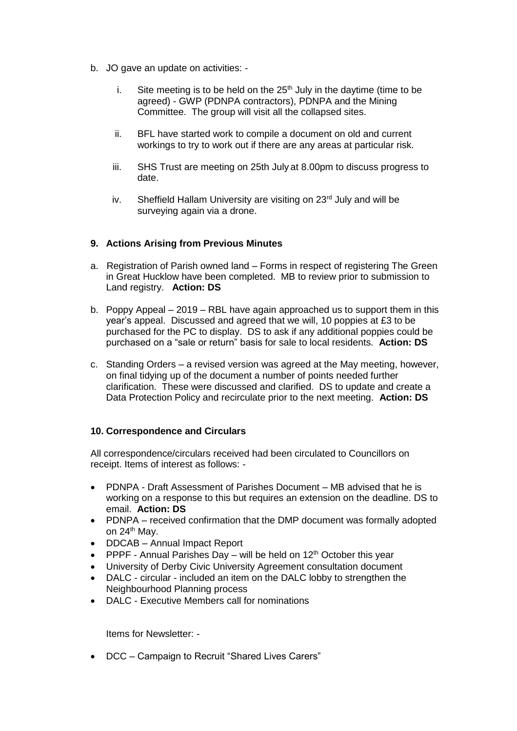b. JO gave an update on activities: -

   i. Site meeting is to be held on the 25th July in the daytime (time to be agreed) - GWP (PDNPA contractors), PDNPA and the Mining Committee. The group will visit all the collapsed sites.

   ii. BFL have started work to compile a document on old and current workings to try to work out if there are any areas at particular risk.

   iii. SHS Trust are meeting on 25th July at 8.00pm to discuss progress to date.

   iv. Sheffield Hallam University are visiting on 23rd July and will be surveying again via a drone.

### 9. Actions Arising from Previous Minutes

a. Registration of Parish owned land – Forms in respect of registering The Green in Great Hucklow have been completed. MB to review prior to submission to Land registry. **Action: DS**

b. Poppy Appeal – 2019 – RBL have again approached us to support them in this year's appeal. Discussed and agreed that we will, 10 poppies at £3 to be purchased for the PC to display. DS to ask if any additional poppies could be purchased on a "sale or return" basis for sale to local residents. **Action: DS**

c. Standing Orders – a revised version was agreed at the May meeting, however, on final tidying up of the document a number of points needed further clarification. These were discussed and clarified. DS to update and create a Data Protection Policy and recirculate prior to the next meeting. **Action: DS**

### 10. Correspondence and Circulars

All correspondence/circulars received had been circulated to Councillors on receipt. Items of interest as follows: -

- PDNPA - Draft Assessment of Parishes Document – MB advised that he is working on a response to this but requires an extension on the deadline. DS to email. **Action: DS**
- PDNPA – received confirmation that the DMP document was formally adopted on 24th May.
- DDCAB – Annual Impact Report
- PPPF - Annual Parishes Day – will be held on 12th October this year
- University of Derby Civic University Agreement consultation document
- DALC - circular - included an item on the DALC lobby to strengthen the Neighbourhood Planning process
- DALC - Executive Members call for nominations

Items for Newsletter: -

- DCC – Campaign to Recruit "Shared Lives Carers"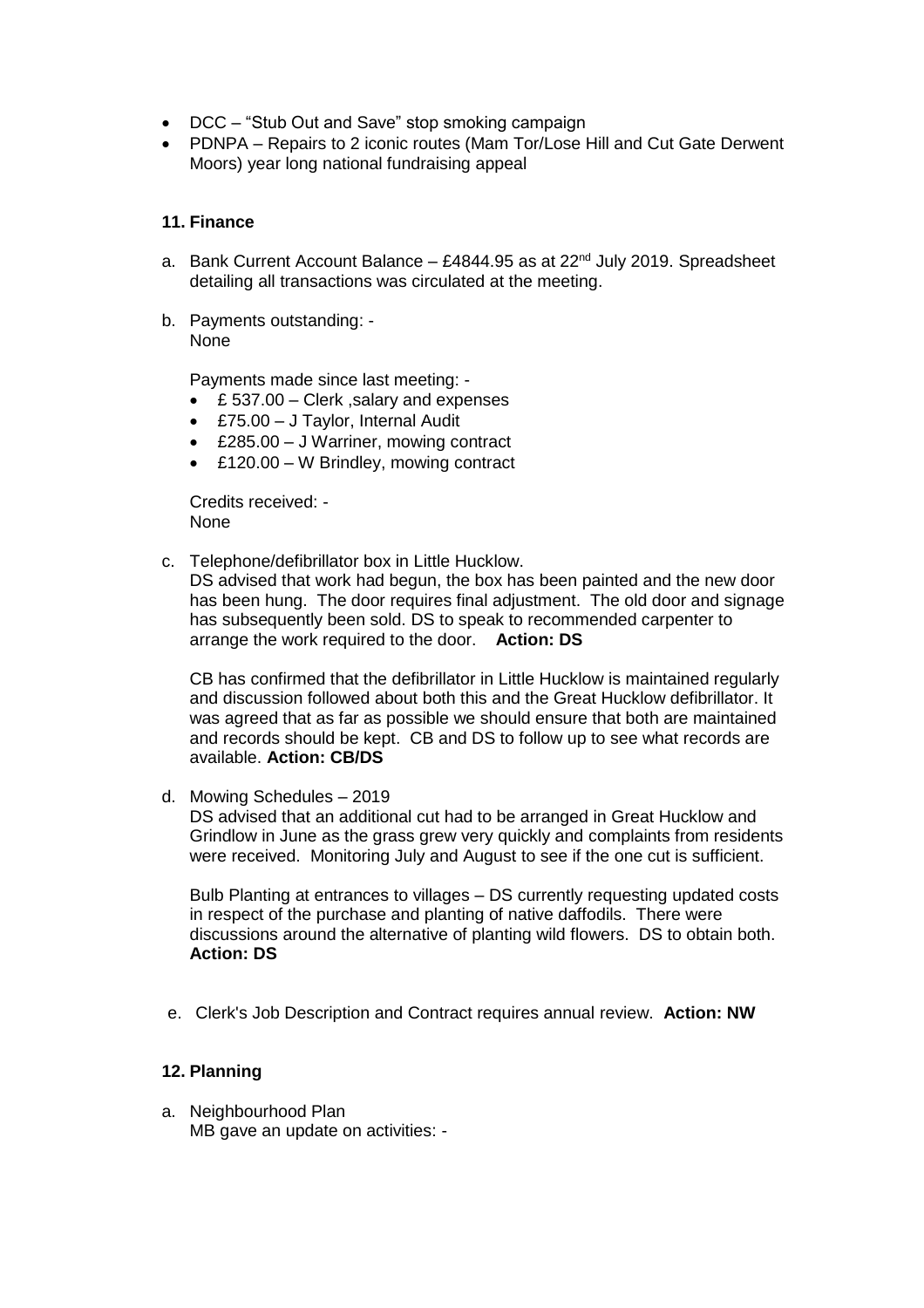- DCC – "Stub Out and Save" stop smoking campaign
- PDNPA – Repairs to 2 iconic routes (Mam Tor/Lose Hill and Cut Gate Derwent Moors) year long national fundraising appeal

**11. Finance**

a. Bank Current Account Balance – £4844.95 as at 22nd July 2019. Spreadsheet detailing all transactions was circulated at the meeting.

b. Payments outstanding: -
   None

   Payments made since last meeting: -
   - £ 537.00 – Clerk ,salary and expenses
   - £75.00 – J Taylor, Internal Audit
   - £285.00 – J Warriner, mowing contract
   - £120.00 – W Brindley, mowing contract

   Credits received: -
   None

c. Telephone/defibrillator box in Little Hucklow.
   DS advised that work had begun, the box has been painted and the new door has been hung. The door requires final adjustment. The old door and signage has subsequently been sold. DS to speak to recommended carpenter to arrange the work required to the door. **Action: DS**

   CB has confirmed that the defibrillator in Little Hucklow is maintained regularly and discussion followed about both this and the Great Hucklow defibrillator. It was agreed that as far as possible we should ensure that both are maintained and records should be kept. CB and DS to follow up to see what records are available. **Action: CB/DS**

d. Mowing Schedules – 2019
   DS advised that an additional cut had to be arranged in Great Hucklow and Grindlow in June as the grass grew very quickly and complaints from residents were received. Monitoring July and August to see if the one cut is sufficient.

   Bulb Planting at entrances to villages – DS currently requesting updated costs in respect of the purchase and planting of native daffodils. There were discussions around the alternative of planting wild flowers. DS to obtain both. **Action: DS**

e. Clerk's Job Description and Contract requires annual review. **Action: NW**

**12. Planning**

a. Neighbourhood Plan
   MB gave an update on activities: -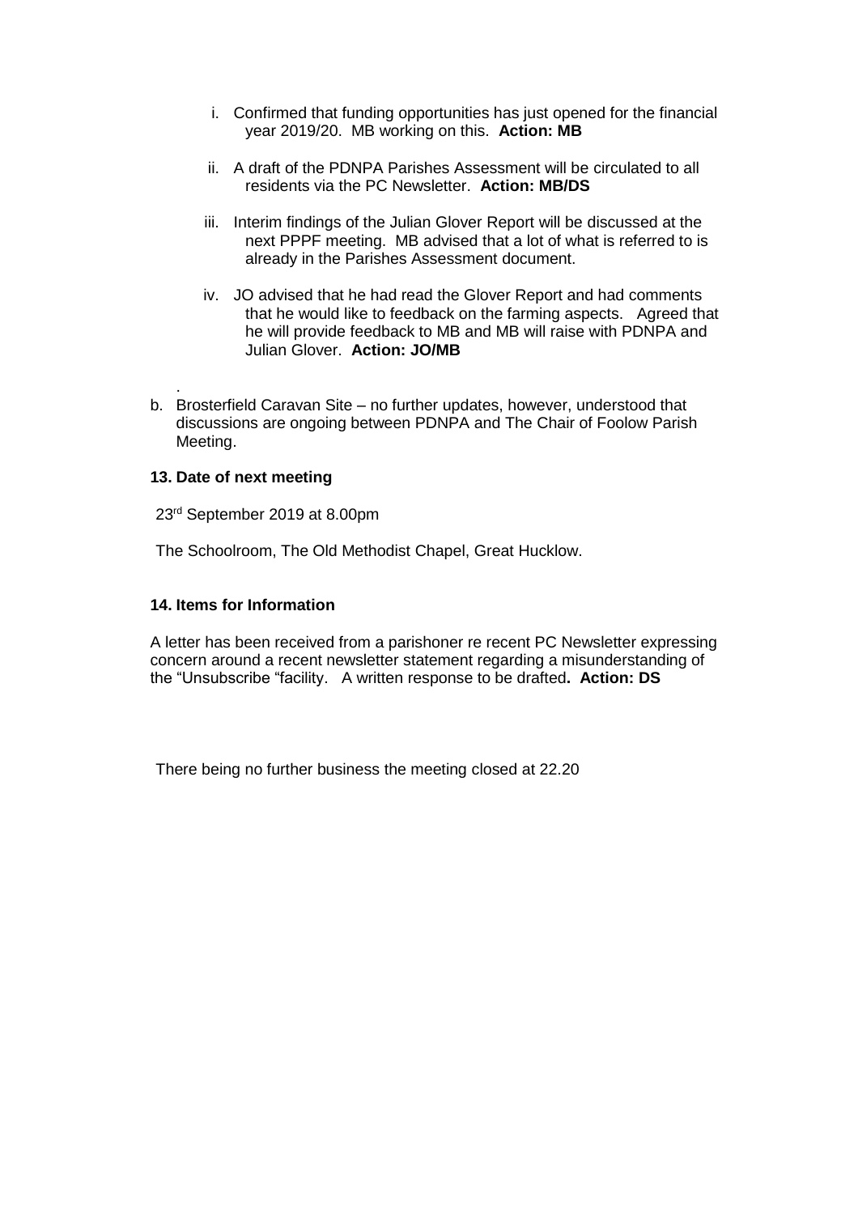i. Confirmed that funding opportunities has just opened for the financial year 2019/20. MB working on this. **Action: MB**

ii. A draft of the PDNPA Parishes Assessment will be circulated to all residents via the PC Newsletter. **Action: MB/DS**

iii. Interim findings of the Julian Glover Report will be discussed at the next PPPF meeting. MB advised that a lot of what is referred to is already in the Parishes Assessment document.

iv. JO advised that he had read the Glover Report and had comments that he would like to feedback on the farming aspects. Agreed that he will provide feedback to MB and MB will raise with PDNPA and Julian Glover. **Action: JO/MB**

.

b. Brosterfield Caravan Site – no further updates, however, understood that discussions are ongoing between PDNPA and The Chair of Foolow Parish Meeting.

**13. Date of next meeting**

23rd September 2019 at 8.00pm

The Schoolroom, The Old Methodist Chapel, Great Hucklow.

**14. Items for Information**

A letter has been received from a parishoner re recent PC Newsletter expressing concern around a recent newsletter statement regarding a misunderstanding of the "Unsubscribe "facility. A written response to be drafted**. Action: DS**

There being no further business the meeting closed at 22.20